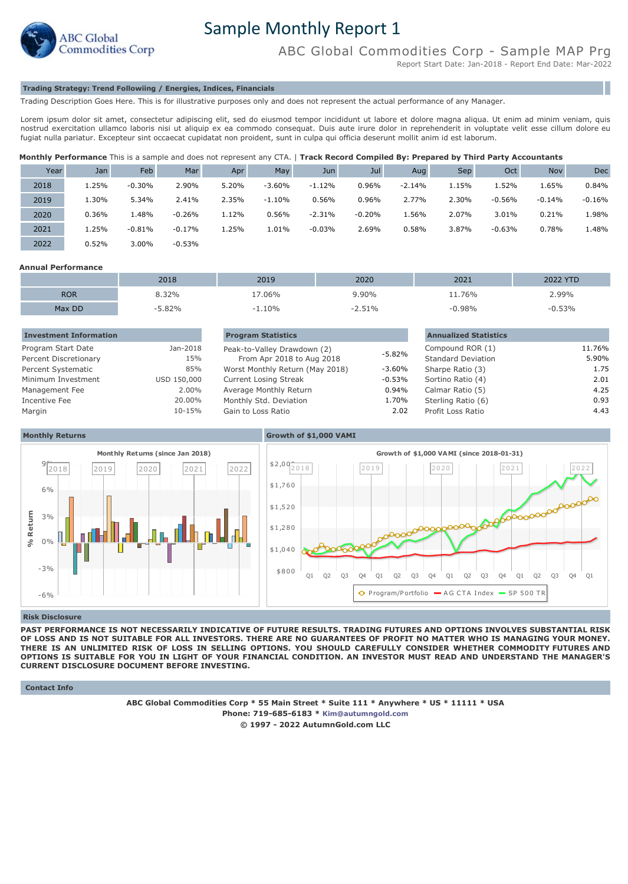# Sample Monthly Report 1

ABC Global Commodities Corp

## ABC Global Commodities Corp - Sample MAP Prg

Report Start Date: Jan-2018 - Report End Date: Mar-2022

**Trading Strategy: Trend Followiing / Energies, Indices, Financials**

Trading Description Goes Here. This is for illustrative purposes only and does not represent the actual performance of any Manager.

Lorem ipsum dolor sit amet, consectetur adipiscing elit, sed do eiusmod tempor incididunt ut labore et dolore magna aliqua. Ut enim ad minim veniam, quis nostrud exercitation ullamco laboris nisi ut aliquip ex ea commodo consequat. Duis aute irure dolor in reprehenderit in voluptate velit esse cillum dolore eu fugiat nulla pariatur. Excepteur sint occaecat cupidatat non proident, sunt in culpa qui officia deserunt mollit anim id est laborum.

**Monthly Performance** This is a sample and does not represent any CTA. | **Track Record Compiled By: Prepared by Third Party Accountants**

| Year | Jan | Feb | Mar | Apr | May | Jun | Jul | Aug | Sep | Oct | Nov | Dec |
|---|---|---|---|---|---|---|---|---|---|---|---|---|
| 2018 | 1.25% | -0.30% | 2.90% | 5.20% | -3.60% | -1.12% | 0.96% | -2.14% | 1.15% | 1.52% | 1.65% | 0.84% |
| 2019 | 1.30% | 5.34% | 2.41% | 2.35% | -1.10% | 0.56% | 0.96% | 2.77% | 2.30% | -0.56% | -0.14% | -0.16% |
| 2020 | 0.36% | 1.48% | -0.26% | 1.12% | 0.56% | -2.31% | -0.20% | 1.56% | 2.07% | 3.01% | 0.21% | 1.98% |
| 2021 | 1.25% | -0.81% | -0.17% | 1.25% | 1.01% | -0.03% | 2.69% | 0.58% | 3.87% | -0.63% | 0.78% | 1.48% |
| 2022 | 0.52% | 3.00% | -0.53% | | | | | | | | | |

**Annual Performance**

| | 2018 | 2019 | 2020 | 2021 | 2022 YTD |
|---|---|---|---|---|---|
| ROR | 8.32% | 17.06% | 9.90% | 11.76% | 2.99% |
| Max DD | -5.82% | -1.10% | -2.51% | -0.98% | -0.53% |

**Investment Information**

| | |
|---|---|
| Program Start Date | Jan-2018 |
| Percent Discretionary | 15% |
| Percent Systematic | 85% |
| Minimum Investment | USD 150,000 |
| Management Fee | 2.00% |
| Incentive Fee | 20.00% |
| Margin | 10-15% |

**Program Statistics**

| | |
|---|---|
| Peak-to-Valley Drawdown (2) From Apr 2018 to Aug 2018 | -5.82% |
| Worst Monthly Return (May 2018) | -3.60% |
| Current Losing Streak | -0.53% |
| Average Monthly Return | 0.94% |
| Monthly Std. Deviation | 1.70% |
| Gain to Loss Ratio | 2.02 |

**Annualized Statistics**

| | |
|---|---|
| Compound ROR (1) | 11.76% |
| Standard Deviation | 5.90% |
| Sharpe Ratio (3) | 1.75 |
| Sortino Ratio (4) | 2.01 |
| Calmar Ratio (5) | 4.25 |
| Sterling Ratio (6) | 0.93 |
| Profit Loss Ratio | 4.43 |

**Monthly Returns**

Monthly Returns (since Jan 2018)

**Growth of $1,000 VAMI**

Growth of $1,000 VAMI (since 2018-01-31)

Program/Portfolio — AG CTA Index — SP 500 TR

**Risk Disclosure**

**PAST PERFORMANCE IS NOT NECESSARILY INDICATIVE OF FUTURE RESULTS. TRADING FUTURES AND OPTIONS INVOLVES SUBSTANTIAL RISK OF LOSS AND IS NOT SUITABLE FOR ALL INVESTORS. THERE ARE NO GUARANTEES OF PROFIT NO MATTER WHO IS MANAGING YOUR MONEY. THERE IS AN UNLIMITED RISK OF LOSS IN SELLING OPTIONS. YOU SHOULD CAREFULLY CONSIDER WHETHER COMMODITY FUTURES AND OPTIONS IS SUITABLE FOR YOU IN LIGHT OF YOUR FINANCIAL CONDITION. AN INVESTOR MUST READ AND UNDERSTAND THE MANAGER'S CURRENT DISCLOSURE DOCUMENT BEFORE INVESTING.**

**Contact Info**

**ABC Global Commodities Corp * 55 Main Street * Suite 111 * Anywhere * US * 11111 * USA**
**Phone: 719-685-6183 * Kim@autumngold.com**
**© 1997 - 2022 AutumnGold.com LLC**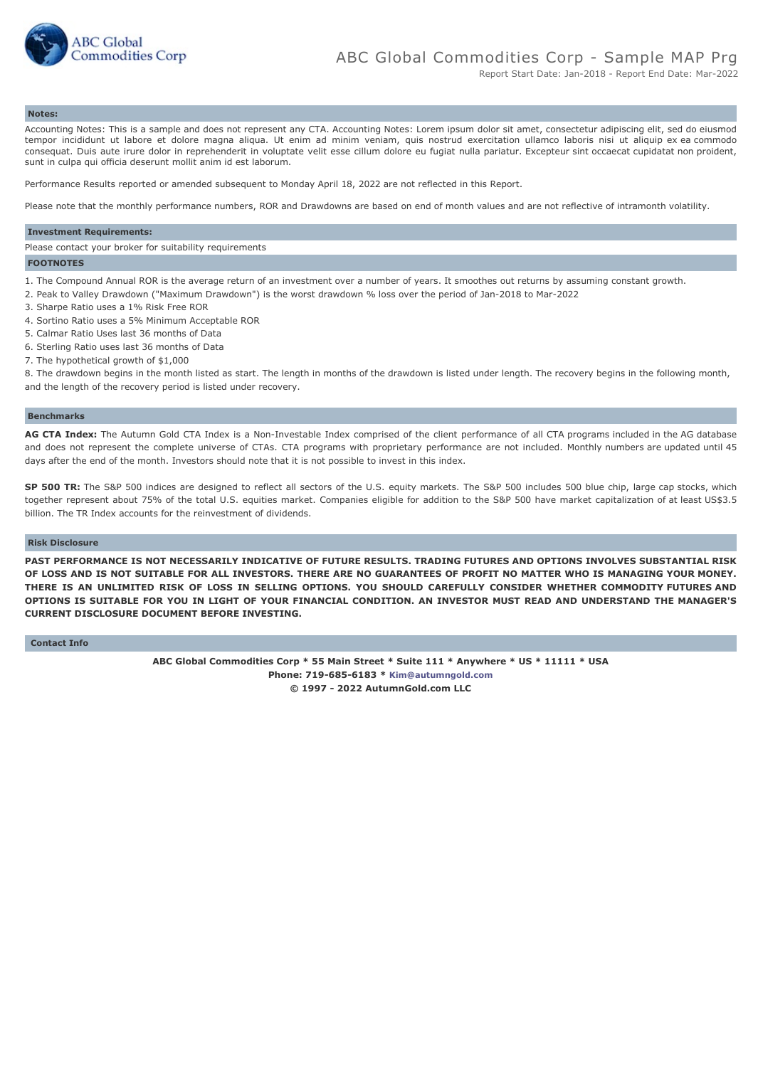# ABC Global Commodities Corp - Sample MAP Prg

Report Start Date: Jan-2018 - Report End Date: Mar-2022

## Notes:

Accounting Notes: This is a sample and does not represent any CTA. Accounting Notes: Lorem ipsum dolor sit amet, consectetur adipiscing elit, sed do eiusmod tempor incididunt ut labore et dolore magna aliqua. Ut enim ad minim veniam, quis nostrud exercitation ullamco laboris nisi ut aliquip ex ea commodo consequat. Duis aute irure dolor in reprehenderit in voluptate velit esse cillum dolore eu fugiat nulla pariatur. Excepteur sint occaecat cupidatat non proident, sunt in culpa qui officia deserunt mollit anim id est laborum.

Performance Results reported or amended subsequent to Monday April 18, 2022 are not reflected in this Report.

Please note that the monthly performance numbers, ROR and Drawdowns are based on end of month values and are not reflective of intramonth volatility.

## Investment Requirements:

Please contact your broker for suitability requirements

## FOOTNOTES

1. The Compound Annual ROR is the average return of an investment over a number of years. It smoothes out returns by assuming constant growth.
2. Peak to Valley Drawdown ("Maximum Drawdown") is the worst drawdown % loss over the period of Jan-2018 to Mar-2022
3. Sharpe Ratio uses a 1% Risk Free ROR
4. Sortino Ratio uses a 5% Minimum Acceptable ROR
5. Calmar Ratio Uses last 36 months of Data
6. Sterling Ratio uses last 36 months of Data
7. The hypothetical growth of $1,000
8. The drawdown begins in the month listed as start. The length in months of the drawdown is listed under length. The recovery begins in the following month, and the length of the recovery period is listed under recovery.

## Benchmarks

**AG CTA Index:** The Autumn Gold CTA Index is a Non-Investable Index comprised of the client performance of all CTA programs included in the AG database and does not represent the complete universe of CTAs. CTA programs with proprietary performance are not included. Monthly numbers are updated until 45 days after the end of the month. Investors should note that it is not possible to invest in this index.

**SP 500 TR:** The S&P 500 indices are designed to reflect all sectors of the U.S. equity markets. The S&P 500 includes 500 blue chip, large cap stocks, which together represent about 75% of the total U.S. equities market. Companies eligible for addition to the S&P 500 have market capitalization of at least US$3.5 billion. The TR Index accounts for the reinvestment of dividends.

## Risk Disclosure

**PAST PERFORMANCE IS NOT NECESSARILY INDICATIVE OF FUTURE RESULTS. TRADING FUTURES AND OPTIONS INVOLVES SUBSTANTIAL RISK OF LOSS AND IS NOT SUITABLE FOR ALL INVESTORS. THERE ARE NO GUARANTEES OF PROFIT NO MATTER WHO IS MANAGING YOUR MONEY. THERE IS AN UNLIMITED RISK OF LOSS IN SELLING OPTIONS. YOU SHOULD CAREFULLY CONSIDER WHETHER COMMODITY FUTURES AND OPTIONS IS SUITABLE FOR YOU IN LIGHT OF YOUR FINANCIAL CONDITION. AN INVESTOR MUST READ AND UNDERSTAND THE MANAGER'S CURRENT DISCLOSURE DOCUMENT BEFORE INVESTING.**

## Contact Info

**ABC Global Commodities Corp * 55 Main Street * Suite 111 * Anywhere * US * 11111 * USA**

**Phone: 719-685-6183 * Kim@autumngold.com**

**© 1997 - 2022 AutumnGold.com LLC**